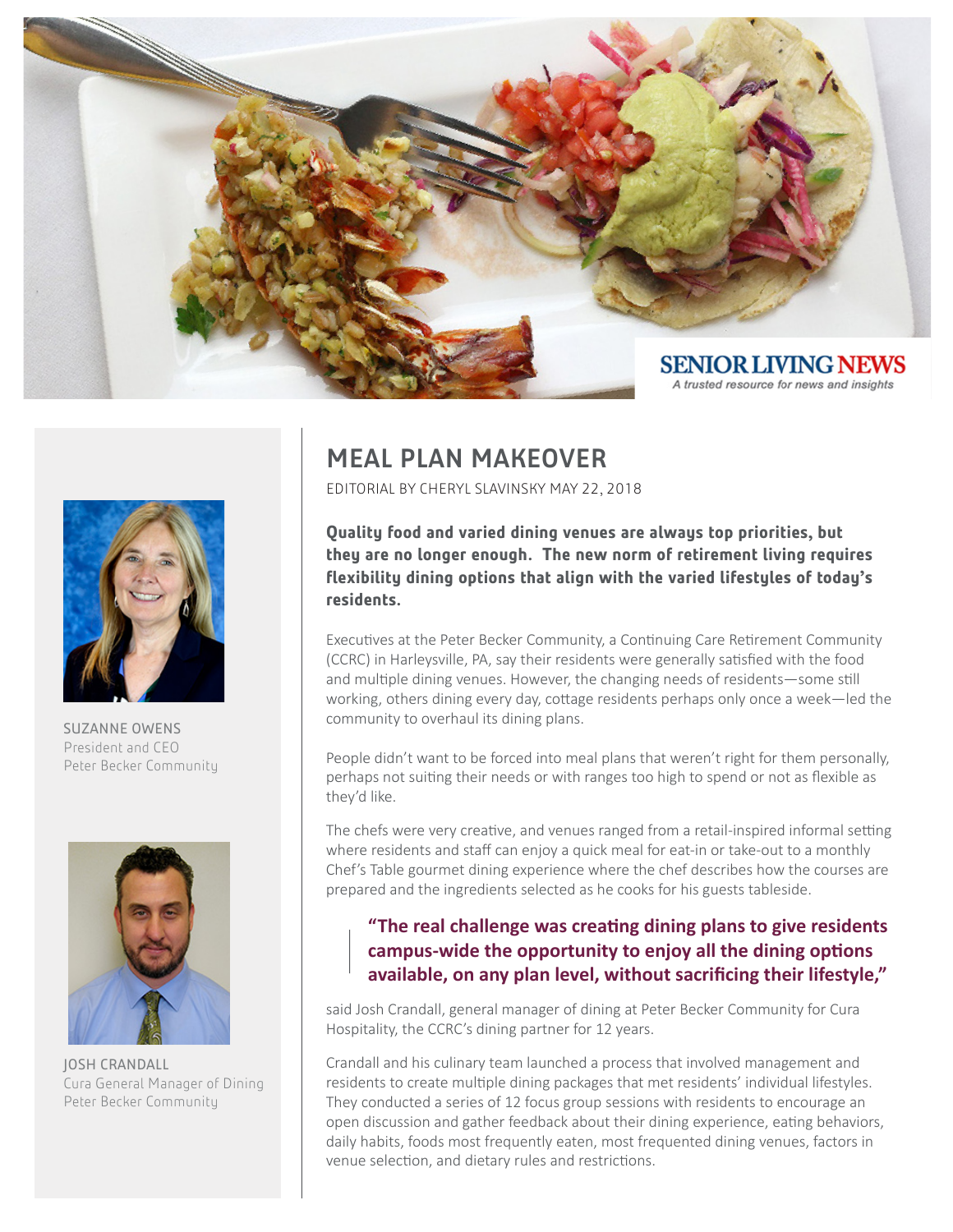SENIOR LIVING NEWS
*A trusted resource for news and insights*

SUZANNE OWENS
President and CEO
Peter Becker Community

JOSH CRANDALL
Cura General Manager of Dining
Peter Becker Community

# MEAL PLAN MAKEOVER

EDITORIAL BY CHERYL SLAVINSKY MAY 22, 2018

**Quality food and varied dining venues are always top priorities, but they are no longer enough. The new norm of retirement living requires flexibility dining options that align with the varied lifestyles of today's residents.**

Executives at the Peter Becker Community, a Continuing Care Retirement Community (CCRC) in Harleysville, PA, say their residents were generally satisfied with the food and multiple dining venues. However, the changing needs of residents—some still working, others dining every day, cottage residents perhaps only once a week—led the community to overhaul its dining plans.

People didn't want to be forced into meal plans that weren't right for them personally, perhaps not suiting their needs or with ranges too high to spend or not as flexible as they'd like.

The chefs were very creative, and venues ranged from a retail-inspired informal setting where residents and staff can enjoy a quick meal for eat-in or take-out to a monthly Chef's Table gourmet dining experience where the chef describes how the courses are prepared and the ingredients selected as he cooks for his guests tableside.

> **"The real challenge was creating dining plans to give residents campus-wide the opportunity to enjoy all the dining options available, on any plan level, without sacrificing their lifestyle,"**

said Josh Crandall, general manager of dining at Peter Becker Community for Cura Hospitality, the CCRC's dining partner for 12 years.

Crandall and his culinary team launched a process that involved management and residents to create multiple dining packages that met residents' individual lifestyles. They conducted a series of 12 focus group sessions with residents to encourage an open discussion and gather feedback about their dining experience, eating behaviors, daily habits, foods most frequently eaten, most frequented dining venues, factors in venue selection, and dietary rules and restrictions.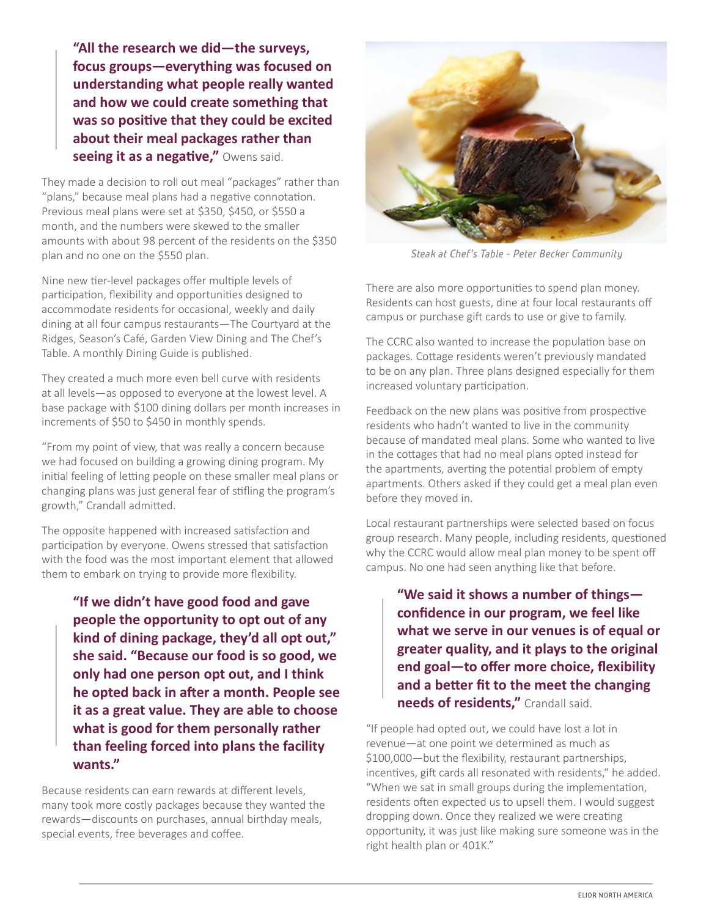**"All the research we did—the surveys, focus groups—everything was focused on understanding what people really wanted and how we could create something that was so positive that they could be excited about their meal packages rather than seeing it as a negative,"** Owens said.

They made a decision to roll out meal "packages" rather than "plans," because meal plans had a negative connotation. Previous meal plans were set at $350, $450, or $550 a month, and the numbers were skewed to the smaller amounts with about 98 percent of the residents on the $350 plan and no one on the $550 plan.

Nine new tier-level packages offer multiple levels of participation, flexibility and opportunities designed to accommodate residents for occasional, weekly and daily dining at all four campus restaurants—The Courtyard at the Ridges, Season's Café, Garden View Dining and The Chef's Table. A monthly Dining Guide is published.

They created a much more even bell curve with residents at all levels—as opposed to everyone at the lowest level. A base package with $100 dining dollars per month increases in increments of $50 to $450 in monthly spends.

"From my point of view, that was really a concern because we had focused on building a growing dining program. My initial feeling of letting people on these smaller meal plans or changing plans was just general fear of stifling the program's growth," Crandall admitted.

The opposite happened with increased satisfaction and participation by everyone. Owens stressed that satisfaction with the food was the most important element that allowed them to embark on trying to provide more flexibility.

**"If we didn't have good food and gave people the opportunity to opt out of any kind of dining package, they'd all opt out," she said. "Because our food is so good, we only had one person opt out, and I think he opted back in after a month. People see it as a great value. They are able to choose what is good for them personally rather than feeling forced into plans the facility wants."**

Because residents can earn rewards at different levels, many took more costly packages because they wanted the rewards—discounts on purchases, annual birthday meals, special events, free beverages and coffee.

*Steak at Chef's Table - Peter Becker Community*

There are also more opportunities to spend plan money. Residents can host guests, dine at four local restaurants off campus or purchase gift cards to use or give to family.

The CCRC also wanted to increase the population base on packages. Cottage residents weren't previously mandated to be on any plan. Three plans designed especially for them increased voluntary participation.

Feedback on the new plans was positive from prospective residents who hadn't wanted to live in the community because of mandated meal plans. Some who wanted to live in the cottages that had no meal plans opted instead for the apartments, averting the potential problem of empty apartments. Others asked if they could get a meal plan even before they moved in.

Local restaurant partnerships were selected based on focus group research. Many people, including residents, questioned why the CCRC would allow meal plan money to be spent off campus. No one had seen anything like that before.

**"We said it shows a number of things—confidence in our program, we feel like what we serve in our venues is of equal or greater quality, and it plays to the original end goal—to offer more choice, flexibility and a better fit to the meet the changing needs of residents,"** Crandall said.

"If people had opted out, we could have lost a lot in revenue—at one point we determined as much as $100,000—but the flexibility, restaurant partnerships, incentives, gift cards all resonated with residents," he added. "When we sat in small groups during the implementation, residents often expected us to upsell them. I would suggest dropping down. Once they realized we were creating opportunity, it was just like making sure someone was in the right health plan or 401K."